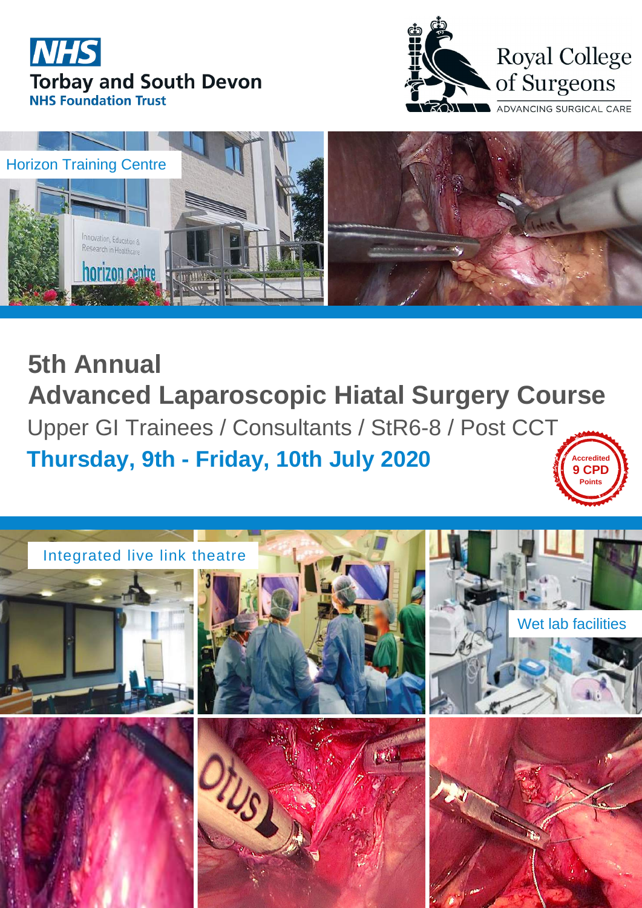NHS
Torbay and South Devon
NHS Foundation Trust

Royal College of Surgeons
ADVANCING SURGICAL CARE

Horizon Training Centre

# 5th Annual
# Advanced Laparoscopic Hiatal Surgery Course

Upper GI Trainees / Consultants / StR6-8 / Post CCT

**Thursday, 9th - Friday, 10th July 2020**

Accredited
9 CPD
Points

Integrated live link theatre

Wet lab facilities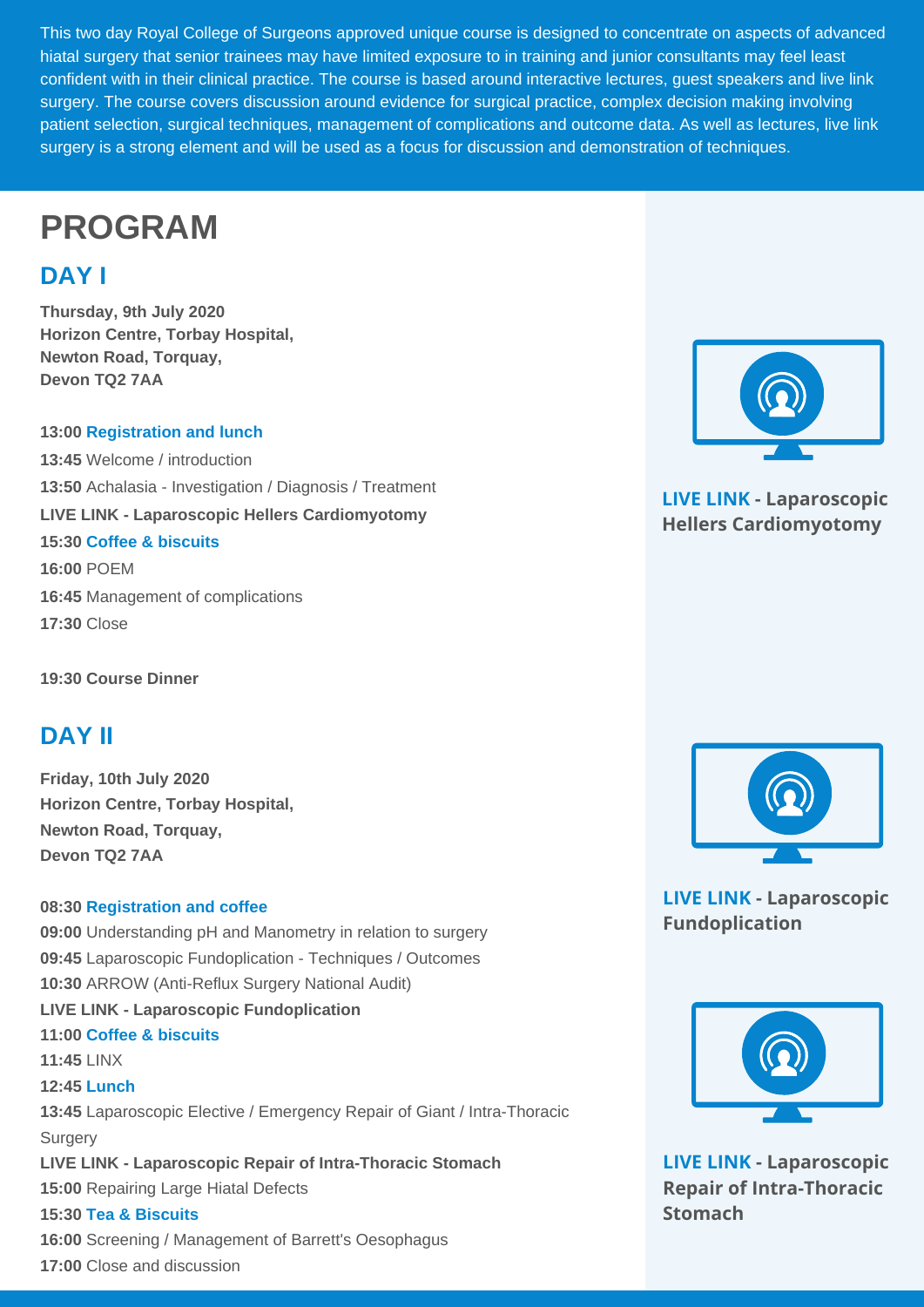This two day Royal College of Surgeons approved unique course is designed to concentrate on aspects of advanced hiatal surgery that senior trainees may have limited exposure to in training and junior consultants may feel least confident with in their clinical practice. The course is based around interactive lectures, guest speakers and live link surgery. The course covers discussion around evidence for surgical practice, complex decision making involving patient selection, surgical techniques, management of complications and outcome data. As well as lectures, live link surgery is a strong element and will be used as a focus for discussion and demonstration of techniques.

# PROGRAM

## DAY I

**Thursday, 9th July 2020**
**Horizon Centre, Torbay Hospital,**
**Newton Road, Torquay,**
**Devon TQ2 7AA**

**13:00 Registration and lunch**
**13:45** Welcome / introduction
**13:50** Achalasia - Investigation / Diagnosis / Treatment
**LIVE LINK - Laparoscopic Hellers Cardiomyotomy**
**15:30 Coffee & biscuits**
**16:00** POEM
**16:45** Management of complications
**17:30** Close

**19:30 Course Dinner**

**LIVE LINK - Laparoscopic Hellers Cardiomyotomy**

## DAY II

**Friday, 10th July 2020**
**Horizon Centre, Torbay Hospital,**
**Newton Road, Torquay,**
**Devon TQ2 7AA**

**08:30 Registration and coffee**
**09:00** Understanding pH and Manometry in relation to surgery
**09:45** Laparoscopic Fundoplication - Techniques / Outcomes
**10:30** ARROW (Anti-Reflux Surgery National Audit)
**LIVE LINK - Laparoscopic Fundoplication**
**11:00 Coffee & biscuits**
**11:45** LINX
**12:45 Lunch**
**13:45** Laparoscopic Elective / Emergency Repair of Giant / Intra-Thoracic Surgery
**LIVE LINK - Laparoscopic Repair of Intra-Thoracic Stomach**
**15:00** Repairing Large Hiatal Defects
**15:30 Tea & Biscuits**
**16:00** Screening / Management of Barrett's Oesophagus
**17:00** Close and discussion

**LIVE LINK - Laparoscopic Fundoplication**

**LIVE LINK - Laparoscopic Repair of Intra-Thoracic Stomach**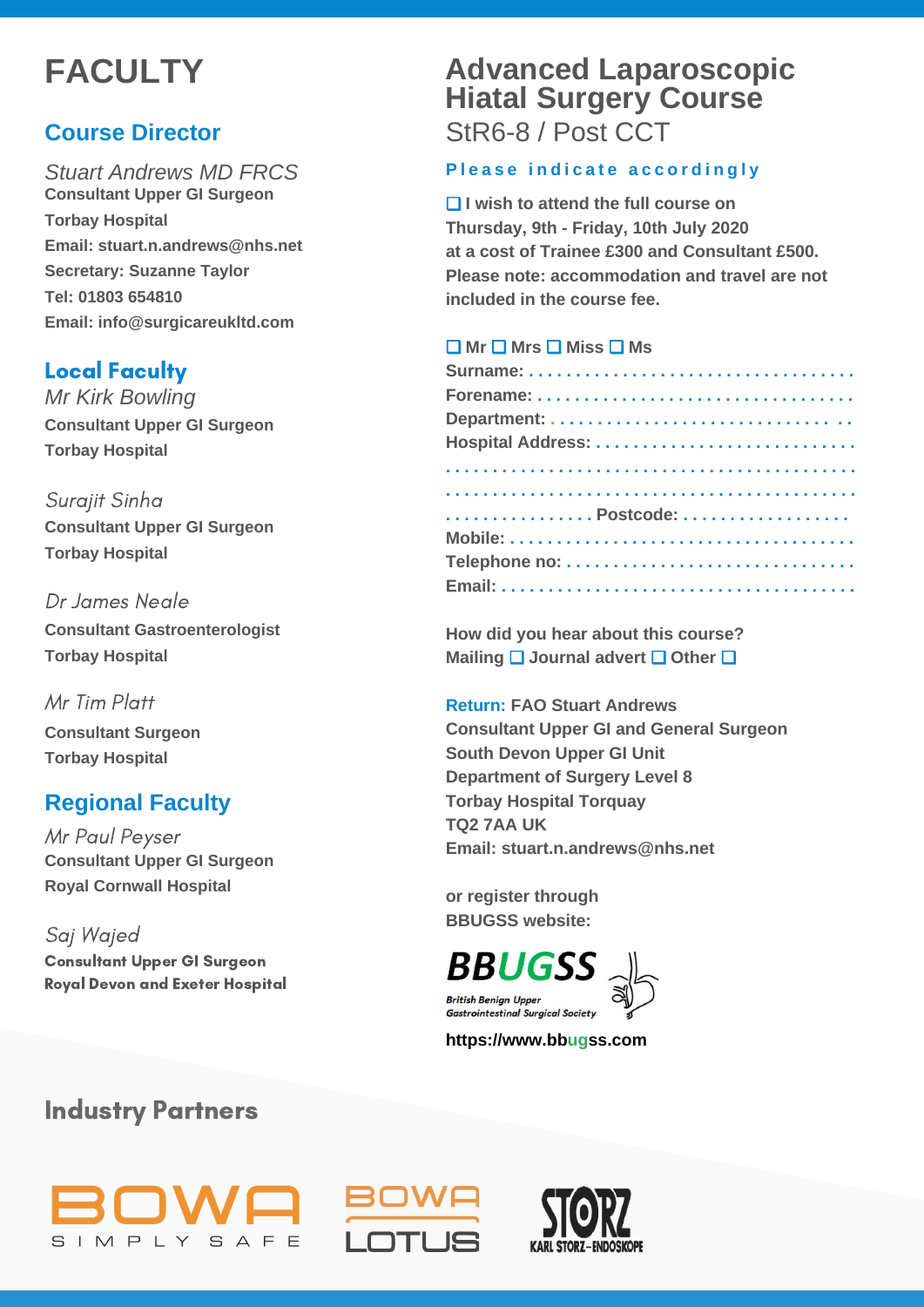# FACULTY

## Course Director

*Stuart Andrews MD FRCS*
**Consultant Upper GI Surgeon**
**Torbay Hospital**
**Email: stuart.n.andrews@nhs.net**
**Secretary: Suzanne Taylor**
**Tel: 01803 654810**
**Email: info@surgicareukltd.com**

## Local Faculty

*Mr Kirk Bowling*
**Consultant Upper GI Surgeon**
**Torbay Hospital**

*Surajit Sinha*
**Consultant Upper GI Surgeon**
**Torbay Hospital**

*Dr James Neale*
**Consultant Gastroenterologist**
**Torbay Hospital**

*Mr Tim Platt*
**Consultant Surgeon**
**Torbay Hospital**

## Regional Faculty

*Mr Paul Peyser*
**Consultant Upper GI Surgeon**
**Royal Cornwall Hospital**

*Saj Wajed*
**Consultant Upper GI Surgeon**
**Royal Devon and Exeter Hospital**

# Advanced Laparoscopic Hiatal Surgery Course

StR6-8 / Post CCT

**Please indicate accordingly**

**☐ I wish to attend the full course on Thursday, 9th - Friday, 10th July 2020 at a cost of Trainee £300 and Consultant £500. Please note: accommodation and travel are not included in the course fee.**

**☐ Mr ☐ Mrs ☐ Miss ☐ Ms**
**Surname:** ....................................
**Forename:** ....................................
**Department:** ....................................
**Hospital Address:** ....................................
....................................
....................................
.................... **Postcode:** ....................
**Mobile:** ....................................
**Telephone no:** ....................................
**Email:** ....................................

**How did you hear about this course?**
**Mailing ☐ Journal advert ☐ Other ☐**

**Return:** **FAO Stuart Andrews**
**Consultant Upper GI and General Surgeon**
**South Devon Upper GI Unit**
**Department of Surgery Level 8**
**Torbay Hospital Torquay**
**TQ2 7AA UK**
**Email: stuart.n.andrews@nhs.net**

**or register through BBUGSS website:**

BBUGSS
British Benign Upper Gastrointestinal Surgical Society

**https://www.bbugss.com**

## Industry Partners

BOWA SIMPLY SAFE

BOWA LOTUS

STORZ KARL STORZ-ENDOSKOPE